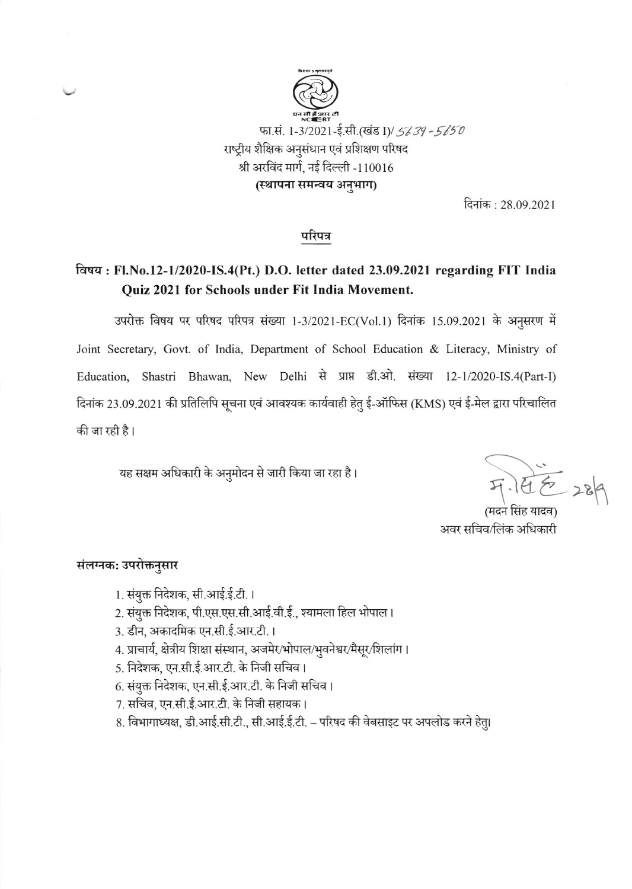एन सी ई आर टी
NCERT

फा.सं. 1-3/2021-ई.सी.(खंड I)/ 5639-5650
राष्ट्रीय शैक्षिक अनुसंधान एवं प्रशिक्षण परिषद
श्री अरविंद मार्ग, नई दिल्ली -110016
**(स्थापना समन्वय अनुभाग)**

दिनांक : 28.09.2021

## परिपत्र

**विषय : Fl.No.12-1/2020-IS.4(Pt.) D.O. letter dated 23.09.2021 regarding FIT India Quiz 2021 for Schools under Fit India Movement.**

उपरोक्त विषय पर परिषद परिपत्र संख्या 1-3/2021-EC(Vol.1) दिनांक 15.09.2021 के अनुसरण में Joint Secretary, Govt. of India, Department of School Education & Literacy, Ministry of Education, Shastri Bhawan, New Delhi से प्राप्त डी.ओ. संख्या 12-1/2020-IS.4(Part-I) दिनांक 23.09.2021 की प्रतिलिपि सूचना एवं आवश्यक कार्यवाही हेतु ई-ऑफिस (KMS) एवं ई-मेल द्वारा परिचालित की जा रही है।

यह सक्षम अधिकारी के अनुमोदन से जारी किया जा रहा है।

म.सिं.ह 28/9

(मदन सिंह यादव)
अवर सचिव/लिंक अधिकारी

**संलग्नक: उपरोक्तनुसार**

1. संयुक्त निदेशक, सी.आई.ई.टी.।
2. संयुक्त निदेशक, पी.एस.एस.सी.आई.वी.ई., श्यामला हिल भोपाल।
3. डीन, अकादमिक एन.सी.ई.आर.टी.।
4. प्राचार्य, क्षेत्रीय शिक्षा संस्थान, अजमेर/भोपाल/भुवनेश्वर/मैसूर/शिलांग।
5. निदेशक, एन.सी.ई.आर.टी. के निजी सचिव।
6. संयुक्त निदेशक, एन.सी.ई.आर.टी. के निजी सचिव।
7. सचिव, एन.सी.ई.आर.टी. के निजी सहायक।
8. विभागाध्यक्ष, डी.आई.सी.टी., सी.आई.ई.टी. – परिषद की वेबसाइट पर अपलोड करने हेतु।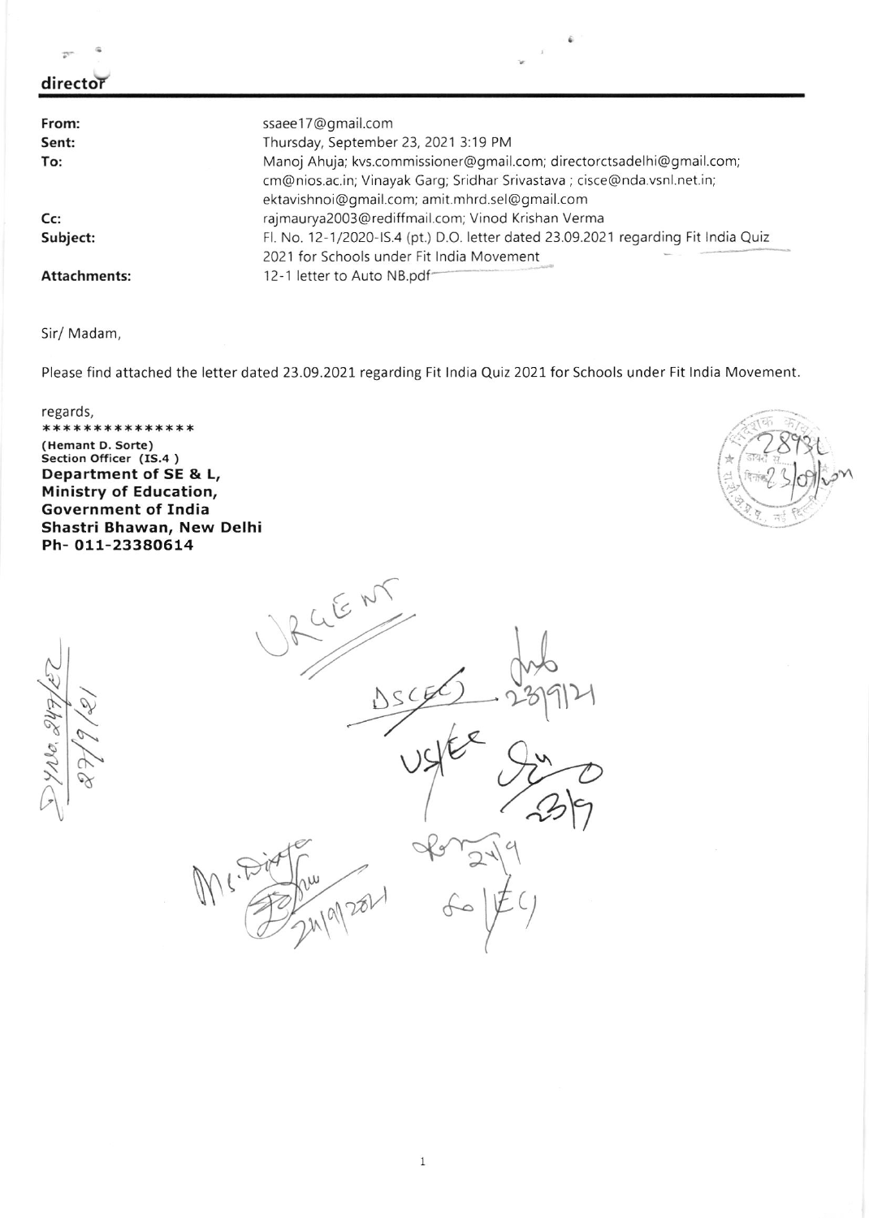**director**

| | |
|---|---|
| **From:** | ssaee17@gmail.com |
| **Sent:** | Thursday, September 23, 2021 3:19 PM |
| **To:** | Manoj Ahuja; kvs.commissioner@gmail.com; directorctsadelhi@gmail.com; cm@nios.ac.in; Vinayak Garg; Sridhar Srivastava ; cisce@nda.vsnl.net.in; ektavishnoi@gmail.com; amit.mhrd.sel@gmail.com |
| **Cc:** | rajmaurya2003@rediffmail.com; Vinod Krishan Verma |
| **Subject:** | Fl. No. 12-1/2020-IS.4 (pt.) D.O. letter dated 23.09.2021 regarding Fit India Quiz 2021 for Schools under Fit India Movement |
| **Attachments:** | 12-1 letter to Auto NB.pdf |

Sir/ Madam,

Please find attached the letter dated 23.09.2021 regarding Fit India Quiz 2021 for Schools under Fit India Movement.

regards,
***************
**(Hemant D. Sorte)**
**Section Officer (IS.4 )**
**Department of SE & L,**
**Ministry of Education,**
**Government of India**
**Shastri Bhawan, New Delhi**
**Ph- 011-23380614**

URGENT

DSC(EC) 23/9/21

US/EE 23/9

24/9

SO/EC)

Ms. Dixit 24/9/2021

D.No. 247/EC 27/9/21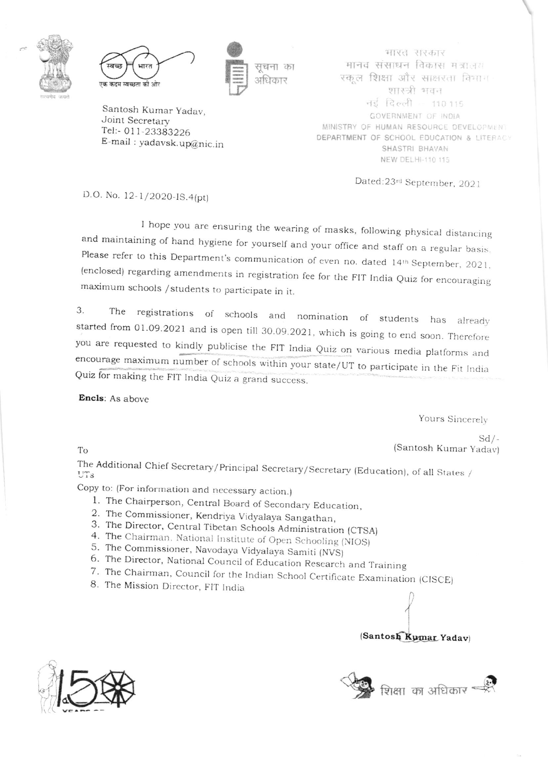Santosh Kumar Yadav,
Joint Secretary
Tel:- 011-23383226
E-mail : yadavsk.up@nic.in

भारत सरकार
मानव संसाधन विकास मंत्रालय
स्कूल शिक्षा और साक्षरता विभाग
शास्त्री भवन
नई दिल्ली - 110 115
GOVERNMENT OF INDIA
MINISTRY OF HUMAN RESOURCE DEVELOPMENT
DEPARTMENT OF SCHOOL EDUCATION & LITERACY
SHASTRI BHAVAN
NEW DELHI-110 115

Dated:23rd September, 2021

D.O. No. 12-1/2020-IS.4(pt)

I hope you are ensuring the wearing of masks, following physical distancing and maintaining of hand hygiene for yourself and your office and staff on a regular basis. Please refer to this Department's communication of even no. dated 14th September, 2021, (enclosed) regarding amendments in registration fee for the FIT India Quiz for encouraging maximum schools /students to participate in it.

3. The registrations of schools and nomination of students has already started from 01.09.2021 and is open till 30.09.2021, which is going to end soon. Therefore you are requested to kindly publicise the FIT India Quiz on various media platforms and encourage maximum number of schools within your state/UT to participate in the Fit India Quiz for making the FIT India Quiz a grand success.

**Encls**: As above

Yours Sincerely

Sd/-
(Santosh Kumar Yadav)

To

The Additional Chief Secretary/Principal Secretary/Secretary (Education), of all States / UTs

Copy to: (For information and necessary action.)

1. The Chairperson, Central Board of Secondary Education,
2. The Commissioner, Kendriya Vidyalaya Sangathan,
3. The Director, Central Tibetan Schools Administration (CTSA)
4. The Chairman, National Institute of Open Schooling (NIOS)
5. The Commissioner, Navodaya Vidyalaya Samiti (NVS)
6. The Director, National Council of Education Research and Training
7. The Chairman, Council for the Indian School Certificate Examination (CISCE)
8. The Mission Director, FIT India

**(Santosh Kumar Yadav)**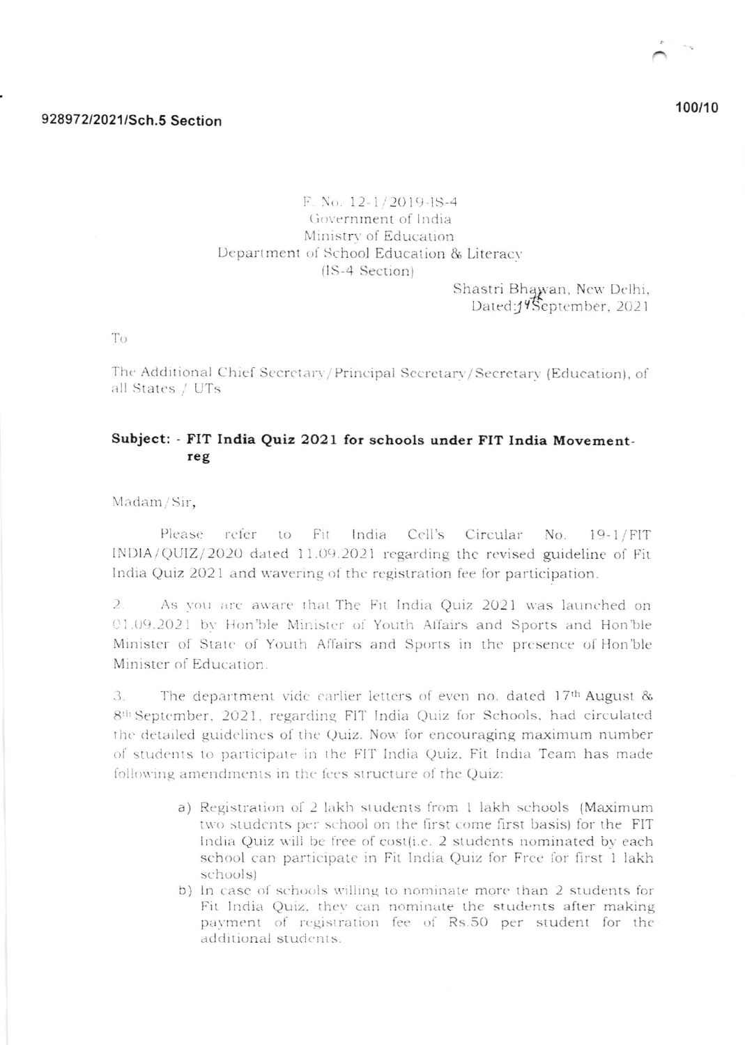928972/2021/Sch.5 Section

100/10

F. No. 12-1/2019-IS-4
Government of India
Ministry of Education
Department of School Education & Literacy
(IS-4 Section)

Shastri Bhawan, New Delhi,
Dated:14 September, 2021

To

The Additional Chief Secretary/Principal Secretary/Secretary (Education), of all States / UTs

**Subject: - FIT India Quiz 2021 for schools under FIT India Movement- reg**

Madam/Sir,

Please refer to Fit India Cell's Circular No. 19-1/FIT INDIA/QUIZ/2020 dated 11.09.2021 regarding the revised guideline of Fit India Quiz 2021 and wavering of the registration fee for participation.

2. As you are aware that The Fit India Quiz 2021 was launched on 01.09.2021 by Hon'ble Minister of Youth Affairs and Sports and Hon'ble Minister of State of Youth Affairs and Sports in the presence of Hon'ble Minister of Education.

3. The department vide earlier letters of even no. dated 17th August & 8th September, 2021, regarding FIT India Quiz for Schools, had circulated the detailed guidelines of the Quiz. Now for encouraging maximum number of students to participate in the FIT India Quiz, Fit India Team has made following amendments in the fees structure of the Quiz:

a) Registration of 2 lakh students from 1 lakh schools (Maximum two students per school on the first come first basis) for the FIT India Quiz will be free of cost(i.e. 2 students nominated by each school can participate in Fit India Quiz for Free for first 1 lakh schools)

b) In case of schools willing to nominate more than 2 students for Fit India Quiz, they can nominate the students after making payment of registration fee of Rs.50 per student for the additional students.